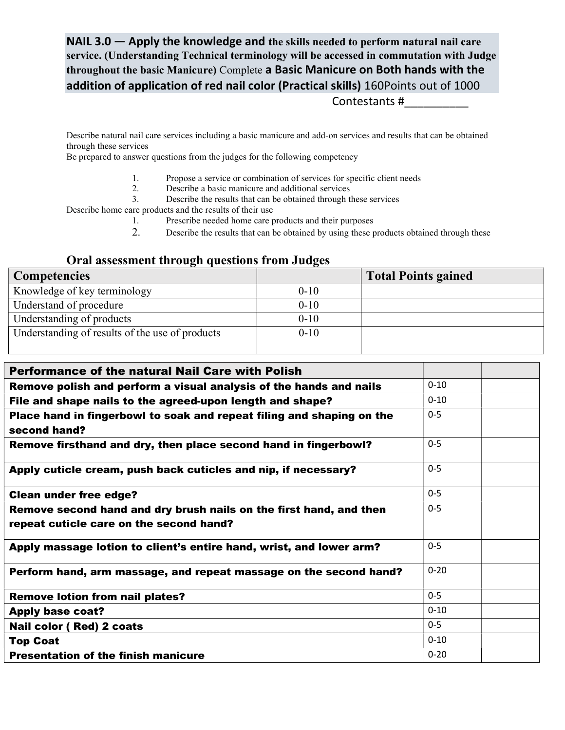**NAIL 3.0 — Apply the knowledge and the skills needed to perform natural nail care service. (Understanding Technical terminology will be accessed in commutation with Judge throughout the basic Manicure) Complete a Basic Manicure on Both hands with the addition of application of red nail color (Practical skills)** 160Points out of 1000

Contestants #__________

Describe natural nail care services including a basic manicure and add-on services and results that can be obtained through these services
Be prepared to answer questions from the judges for the following competency

1. Propose a service or combination of services for specific client needs
2. Describe a basic manicure and additional services
3. Describe the results that can be obtained through these services

Describe home care products and the results of their use

1. Prescribe needed home care products and their purposes
2. Describe the results that can be obtained by using these products obtained through these

## Oral assessment through questions from Judges

| Competencies | | Total Points gained |
|---|---|---|
| Knowledge of key terminology | 0-10 | |
| Understand of procedure | 0-10 | |
| Understanding of products | 0-10 | |
| Understanding of results of the use of products | 0-10 | |

| Performance of the natural Nail Care with Polish | | |
|---|---|---|
| **Remove polish and perform a visual analysis of the hands and nails** | 0-10 | |
| **File and shape nails to the agreed-upon length and shape?** | 0-10 | |
| **Place hand in fingerbowl to soak and repeat filing and shaping on the second hand?** | 0-5 | |
| **Remove firsthand and dry, then place second hand in fingerbowl?** | 0-5 | |
| **Apply cuticle cream, push back cuticles and nip, if necessary?** | 0-5 | |
| **Clean under free edge?** | 0-5 | |
| **Remove second hand and dry brush nails on the first hand, and then repeat cuticle care on the second hand?** | 0-5 | |
| **Apply massage lotion to client's entire hand, wrist, and lower arm?** | 0-5 | |
| **Perform hand, arm massage, and repeat massage on the second hand?** | 0-20 | |
| **Remove lotion from nail plates?** | 0-5 | |
| **Apply base coat?** | 0-10 | |
| **Nail color ( Red) 2 coats** | 0-5 | |
| **Top Coat** | 0-10 | |
| **Presentation of the finish manicure** | 0-20 | |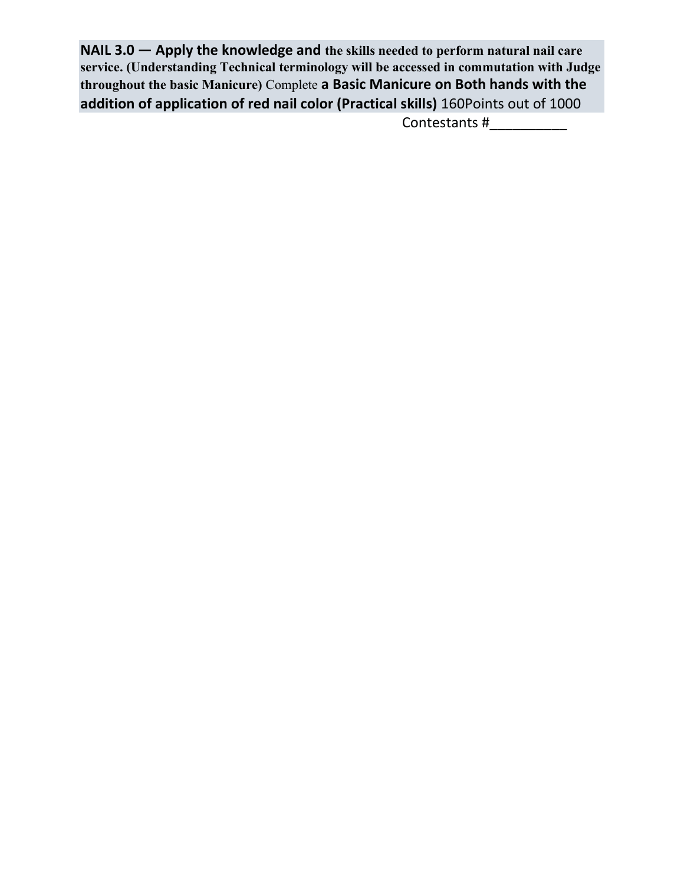**NAIL 3.0 — Apply the knowledge and the skills needed to perform natural nail care service. (Understanding Technical terminology will be accessed in commutation with Judge throughout the basic Manicure)** Complete **a Basic Manicure on Both hands with the addition of application of red nail color (Practical skills)** 160Points out of 1000

Contestants #__________